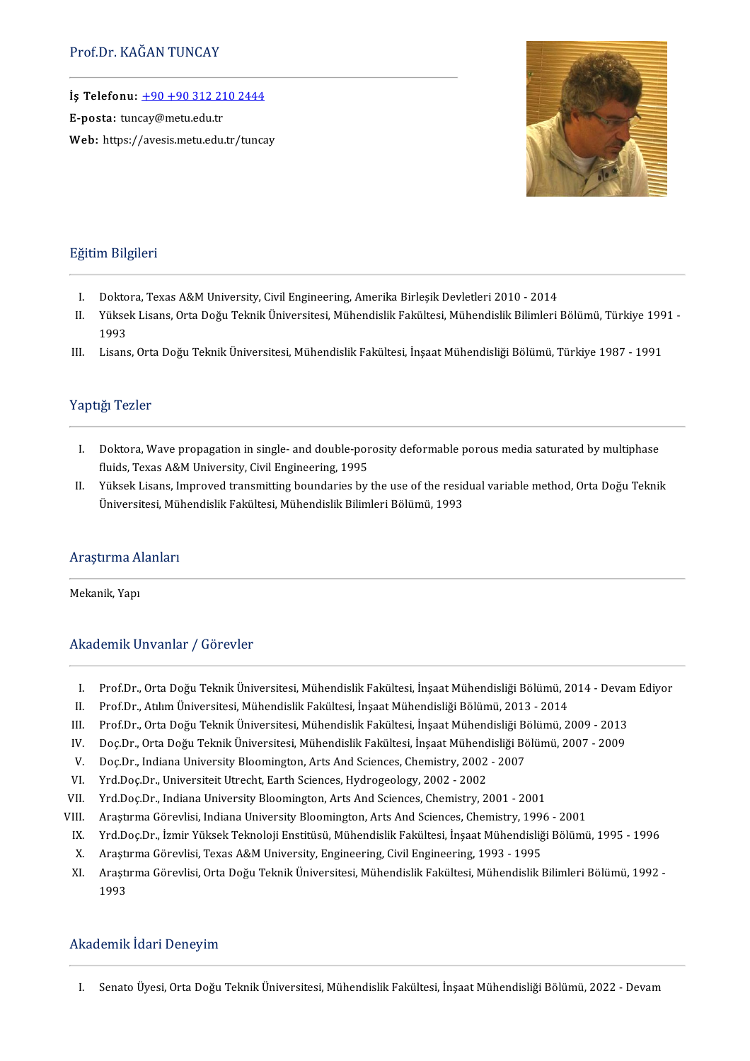# Prof.Dr. KAĞAN TUNCAY

**İş Telefonu:** +90 +90 312 210 2444
**E-posta:** tuncay@metu.edu.tr
**Web:** https://avesis.metu.edu.tr/tuncay

## Eğitim Bilgileri

I. Doktora, Texas A&M University, Civil Engineering, Amerika Birleşik Devletleri 2010 - 2014
II. Yüksek Lisans, Orta Doğu Teknik Üniversitesi, Mühendislik Fakültesi, Mühendislik Bilimleri Bölümü, Türkiye 1991 - 1993
III. Lisans, Orta Doğu Teknik Üniversitesi, Mühendislik Fakültesi, İnşaat Mühendisliği Bölümü, Türkiye 1987 - 1991

## Yaptığı Tezler

I. Doktora, Wave propagation in single- and double-porosity deformable porous media saturated by multiphase fluids, Texas A&M University, Civil Engineering, 1995
II. Yüksek Lisans, Improved transmitting boundaries by the use of the residual variable method, Orta Doğu Teknik Üniversitesi, Mühendislik Fakültesi, Mühendislik Bilimleri Bölümü, 1993

## Araştırma Alanları

Mekanik, Yapı

## Akademik Unvanlar / Görevler

I. Prof.Dr., Orta Doğu Teknik Üniversitesi, Mühendislik Fakültesi, İnşaat Mühendisliği Bölümü, 2014 - Devam Ediyor
II. Prof.Dr., Atılım Üniversitesi, Mühendislik Fakültesi, İnşaat Mühendisliği Bölümü, 2013 - 2014
III. Prof.Dr., Orta Doğu Teknik Üniversitesi, Mühendislik Fakültesi, İnşaat Mühendisliği Bölümü, 2009 - 2013
IV. Doç.Dr., Orta Doğu Teknik Üniversitesi, Mühendislik Fakültesi, İnşaat Mühendisliği Bölümü, 2007 - 2009
V. Doç.Dr., Indiana University Bloomington, Arts And Sciences, Chemistry, 2002 - 2007
VI. Yrd.Doç.Dr., Universiteit Utrecht, Earth Sciences, Hydrogeology, 2002 - 2002
VII. Yrd.Doç.Dr., Indiana University Bloomington, Arts And Sciences, Chemistry, 2001 - 2001
VIII. Araştırma Görevlisi, Indiana University Bloomington, Arts And Sciences, Chemistry, 1996 - 2001
IX. Yrd.Doç.Dr., İzmir Yüksek Teknoloji Enstitüsü, Mühendislik Fakültesi, İnşaat Mühendisliği Bölümü, 1995 - 1996
X. Araştırma Görevlisi, Texas A&M University, Engineering, Civil Engineering, 1993 - 1995
XI. Araştırma Görevlisi, Orta Doğu Teknik Üniversitesi, Mühendislik Fakültesi, Mühendislik Bilimleri Bölümü, 1992 - 1993

## Akademik İdari Deneyim

I. Senato Üyesi, Orta Doğu Teknik Üniversitesi, Mühendislik Fakültesi, İnşaat Mühendisliği Bölümü, 2022 - Devam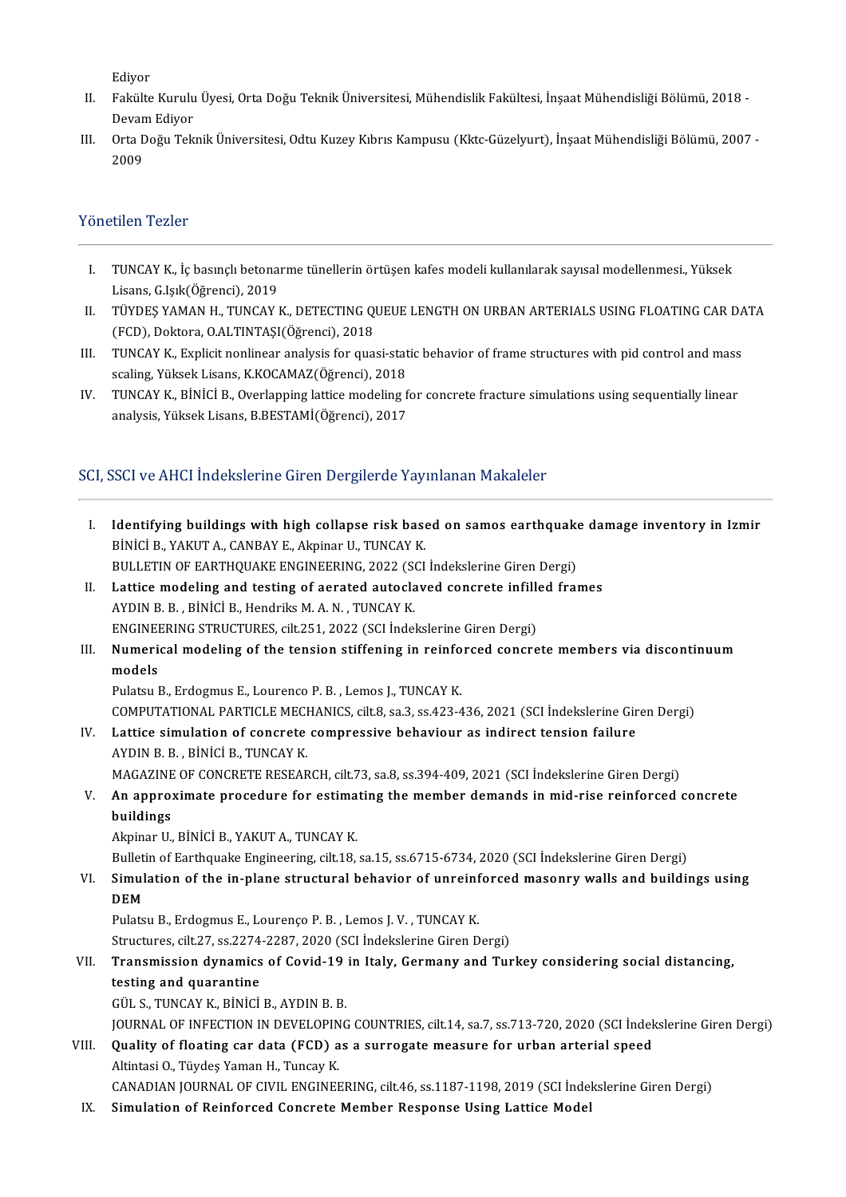Ediyor

II. Fakülte Kurulu Üyesi, Orta Doğu Teknik Üniversitesi, Mühendislik Fakültesi, İnşaat Mühendisliği Bölümü, 2018 - Devam Ediyor

III. Orta Doğu Teknik Üniversitesi, Odtu Kuzey Kıbrıs Kampusu (Kktc-Güzelyurt), İnşaat Mühendisliği Bölümü, 2007 - 2009

## Yönetilen Tezler

I. TUNCAY K., İç basınçlı betonarme tünellerin örtüşen kafes modeli kullanılarak sayısal modellenmesi., Yüksek Lisans, G.Işık(Öğrenci), 2019

II. TÜYDEŞ YAMAN H., TUNCAY K., DETECTING QUEUE LENGTH ON URBAN ARTERIALS USING FLOATING CAR DATA (FCD), Doktora, O.ALTINTAŞI(Öğrenci), 2018

III. TUNCAY K., Explicit nonlinear analysis for quasi-static behavior of frame structures with pid control and mass scaling, Yüksek Lisans, K.KOCAMAZ(Öğrenci), 2018

IV. TUNCAY K., BİNİCİ B., Overlapping lattice modeling for concrete fracture simulations using sequentially linear analysis, Yüksek Lisans, B.BESTAMİ(Öğrenci), 2017

## SCI, SSCI ve AHCI İndekslerine Giren Dergilerde Yayınlanan Makaleler

I. **Identifying buildings with high collapse risk based on samos earthquake damage inventory in Izmir**
BİNİCİ B., YAKUT A., CANBAY E., Akpinar U., TUNCAY K.
BULLETIN OF EARTHQUAKE ENGINEERING, 2022 (SCI İndekslerine Giren Dergi)

II. **Lattice modeling and testing of aerated autoclaved concrete infilled frames**
AYDIN B. B. , BİNİCİ B., Hendriks M. A. N. , TUNCAY K.
ENGINEERING STRUCTURES, cilt.251, 2022 (SCI İndekslerine Giren Dergi)

III. **Numerical modeling of the tension stiffening in reinforced concrete members via discontinuum models**
Pulatsu B., Erdogmus E., Lourenco P. B. , Lemos J., TUNCAY K.
COMPUTATIONAL PARTICLE MECHANICS, cilt.8, sa.3, ss.423-436, 2021 (SCI İndekslerine Giren Dergi)

IV. **Lattice simulation of concrete compressive behaviour as indirect tension failure**
AYDIN B. B. , BİNİCİ B., TUNCAY K.
MAGAZINE OF CONCRETE RESEARCH, cilt.73, sa.8, ss.394-409, 2021 (SCI İndekslerine Giren Dergi)

V. **An approximate procedure for estimating the member demands in mid-rise reinforced concrete buildings**
Akpinar U., BİNİCİ B., YAKUT A., TUNCAY K.
Bulletin of Earthquake Engineering, cilt.18, sa.15, ss.6715-6734, 2020 (SCI İndekslerine Giren Dergi)

VI. **Simulation of the in-plane structural behavior of unreinforced masonry walls and buildings using DEM**
Pulatsu B., Erdogmus E., Lourenço P. B. , Lemos J. V. , TUNCAY K.
Structures, cilt.27, ss.2274-2287, 2020 (SCI İndekslerine Giren Dergi)

VII. **Transmission dynamics of Covid-19 in Italy, Germany and Turkey considering social distancing, testing and quarantine**
GÜL S., TUNCAY K., BİNİCİ B., AYDIN B. B.
JOURNAL OF INFECTION IN DEVELOPING COUNTRIES, cilt.14, sa.7, ss.713-720, 2020 (SCI İndekslerine Giren Dergi)

VIII. **Quality of floating car data (FCD) as a surrogate measure for urban arterial speed**
Altintasi O., Tüydeş Yaman H., Tuncay K.
CANADIAN JOURNAL OF CIVIL ENGINEERING, cilt.46, ss.1187-1198, 2019 (SCI İndekslerine Giren Dergi)

IX. **Simulation of Reinforced Concrete Member Response Using Lattice Model**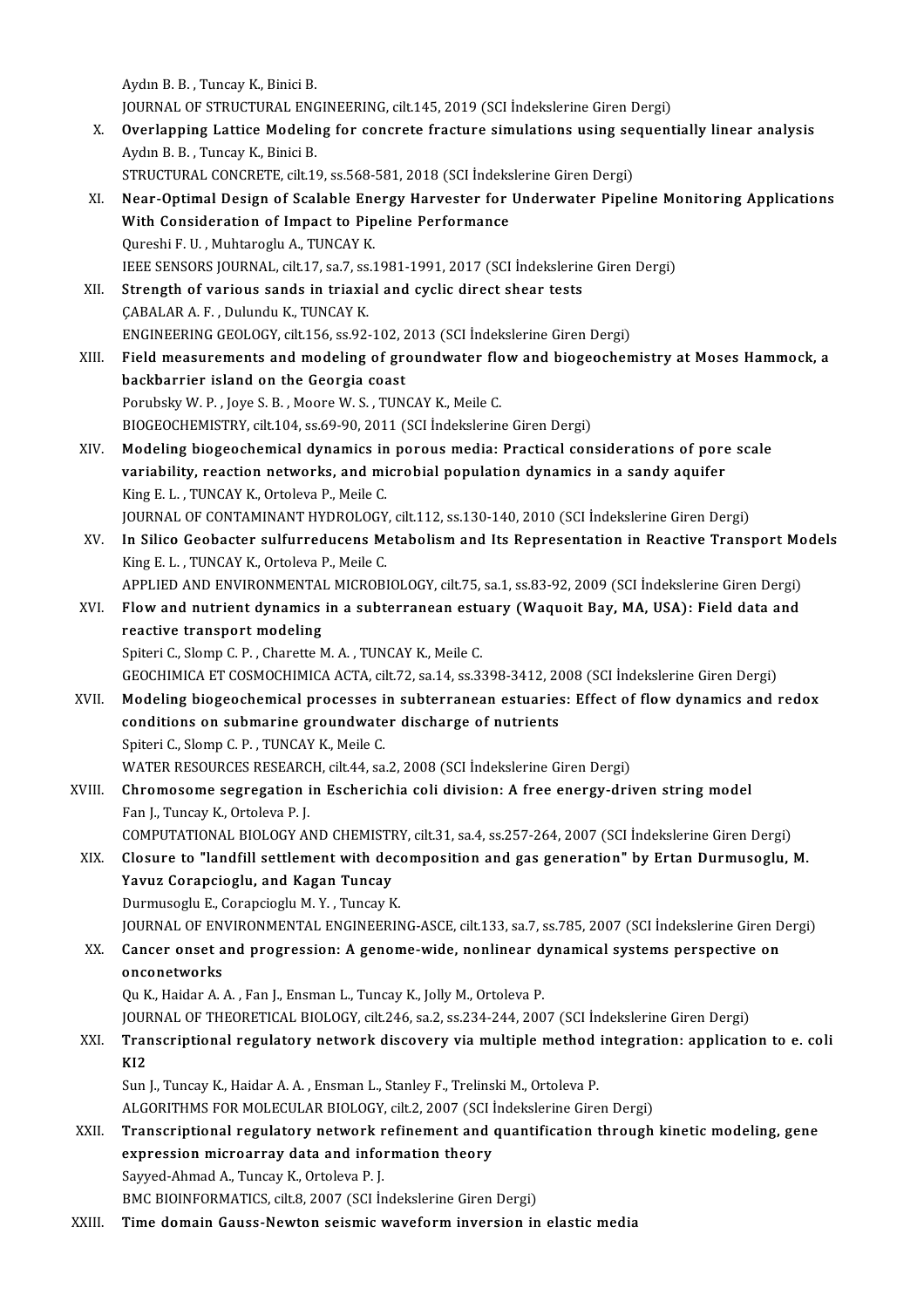Aydın B. B. , Tuncay K., Binici B.
JOURNAL OF STRUCTURAL ENGINEERING, cilt.145, 2019 (SCI İndekslerine Giren Dergi)

X. **Overlapping Lattice Modeling for concrete fracture simulations using sequentially linear analysis**
Aydın B. B. , Tuncay K., Binici B.
STRUCTURAL CONCRETE, cilt.19, ss.568-581, 2018 (SCI İndekslerine Giren Dergi)

XI. **Near-Optimal Design of Scalable Energy Harvester for Underwater Pipeline Monitoring Applications With Consideration of Impact to Pipeline Performance**
Qureshi F. U. , Muhtaroglu A., TUNCAY K.
IEEE SENSORS JOURNAL, cilt.17, sa.7, ss.1981-1991, 2017 (SCI İndekslerine Giren Dergi)

XII. **Strength of various sands in triaxial and cyclic direct shear tests**
ÇABALAR A. F. , Dulundu K., TUNCAY K.
ENGINEERING GEOLOGY, cilt.156, ss.92-102, 2013 (SCI İndekslerine Giren Dergi)

XIII. **Field measurements and modeling of groundwater flow and biogeochemistry at Moses Hammock, a backbarrier island on the Georgia coast**
Porubsky W. P. , Joye S. B. , Moore W. S. , TUNCAY K., Meile C.
BIOGEOCHEMISTRY, cilt.104, ss.69-90, 2011 (SCI İndekslerine Giren Dergi)

XIV. **Modeling biogeochemical dynamics in porous media: Practical considerations of pore scale variability, reaction networks, and microbial population dynamics in a sandy aquifer**
King E. L. , TUNCAY K., Ortoleva P., Meile C.
JOURNAL OF CONTAMINANT HYDROLOGY, cilt.112, ss.130-140, 2010 (SCI İndekslerine Giren Dergi)

XV. **In Silico Geobacter sulfurreducens Metabolism and Its Representation in Reactive Transport Models**
King E. L. , TUNCAY K., Ortoleva P., Meile C.
APPLIED AND ENVIRONMENTAL MICROBIOLOGY, cilt.75, sa.1, ss.83-92, 2009 (SCI İndekslerine Giren Dergi)

XVI. **Flow and nutrient dynamics in a subterranean estuary (Waquoit Bay, MA, USA): Field data and reactive transport modeling**
Spiteri C., Slomp C. P. , Charette M. A. , TUNCAY K., Meile C.
GEOCHIMICA ET COSMOCHIMICA ACTA, cilt.72, sa.14, ss.3398-3412, 2008 (SCI İndekslerine Giren Dergi)

XVII. **Modeling biogeochemical processes in subterranean estuaries: Effect of flow dynamics and redox conditions on submarine groundwater discharge of nutrients**
Spiteri C., Slomp C. P. , TUNCAY K., Meile C.
WATER RESOURCES RESEARCH, cilt.44, sa.2, 2008 (SCI İndekslerine Giren Dergi)

XVIII. **Chromosome segregation in Escherichia coli division: A free energy-driven string model**
Fan J., Tuncay K., Ortoleva P. J.
COMPUTATIONAL BIOLOGY AND CHEMISTRY, cilt.31, sa.4, ss.257-264, 2007 (SCI İndekslerine Giren Dergi)

XIX. **Closure to "landfill settlement with decomposition and gas generation" by Ertan Durmusoglu, M. Yavuz Corapcioglu, and Kagan Tuncay**
Durmusoglu E., Corapcioglu M. Y. , Tuncay K.
JOURNAL OF ENVIRONMENTAL ENGINEERING-ASCE, cilt.133, sa.7, ss.785, 2007 (SCI İndekslerine Giren Dergi)

XX. **Cancer onset and progression: A genome-wide, nonlinear dynamical systems perspective on onconetworks**
Qu K., Haidar A. A. , Fan J., Ensman L., Tuncay K., Jolly M., Ortoleva P.
JOURNAL OF THEORETICAL BIOLOGY, cilt.246, sa.2, ss.234-244, 2007 (SCI İndekslerine Giren Dergi)

XXI. **Transcriptional regulatory network discovery via multiple method integration: application to e. coli K12**
Sun J., Tuncay K., Haidar A. A. , Ensman L., Stanley F., Trelinski M., Ortoleva P.
ALGORITHMS FOR MOLECULAR BIOLOGY, cilt.2, 2007 (SCI İndekslerine Giren Dergi)

XXII. **Transcriptional regulatory network refinement and quantification through kinetic modeling, gene expression microarray data and information theory**
Sayyed-Ahmad A., Tuncay K., Ortoleva P. J.
BMC BIOINFORMATICS, cilt.8, 2007 (SCI İndekslerine Giren Dergi)

XXIII. **Time domain Gauss-Newton seismic waveform inversion in elastic media**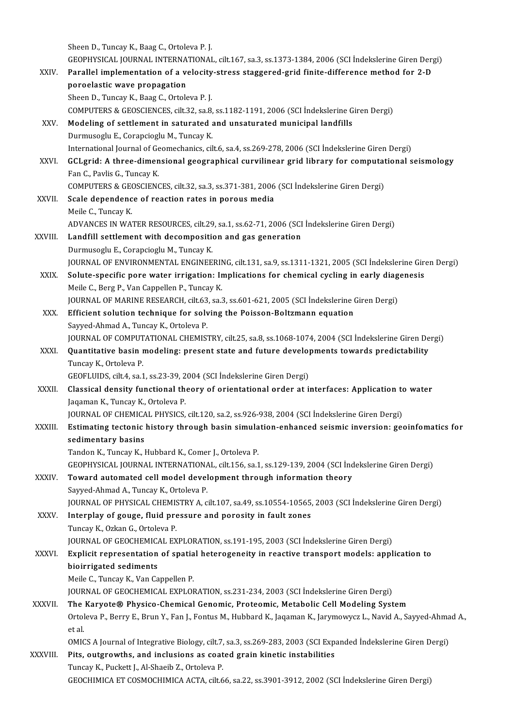Sheen D., Tuncay K., Baag C., Ortoleva P. J.
GEOPHYSICAL JOURNAL INTERNATIONAL, cilt.167, sa.3, ss.1373-1384, 2006 (SCI İndekslerine Giren Dergi)

XXIV. **Parallel implementation of a velocity-stress staggered-grid finite-difference method for 2-D poroelastic wave propagation**
Sheen D., Tuncay K., Baag C., Ortoleva P. J.
COMPUTERS & GEOSCIENCES, cilt.32, sa.8, ss.1182-1191, 2006 (SCI İndekslerine Giren Dergi)

XXV. **Modeling of settlement in saturated and unsaturated municipal landfills**
Durmusoglu E., Corapcioglu M., Tuncay K.
International Journal of Geomechanics, cilt.6, sa.4, ss.269-278, 2006 (SCI İndekslerine Giren Dergi)

XXVI. **GCLgrid: A three-dimensional geographical curvilinear grid library for computational seismology**
Fan C., Pavlis G., Tuncay K.
COMPUTERS & GEOSCIENCES, cilt.32, sa.3, ss.371-381, 2006 (SCI İndekslerine Giren Dergi)

XXVII. **Scale dependence of reaction rates in porous media**
Meile C., Tuncay K.
ADVANCES IN WATER RESOURCES, cilt.29, sa.1, ss.62-71, 2006 (SCI İndekslerine Giren Dergi)

XXVIII. **Landfill settlement with decomposition and gas generation**
Durmusoglu E., Corapcioglu M., Tuncay K.
JOURNAL OF ENVIRONMENTAL ENGINEERING, cilt.131, sa.9, ss.1311-1321, 2005 (SCI İndekslerine Giren Dergi)

XXIX. **Solute-specific pore water irrigation: Implications for chemical cycling in early diagenesis**
Meile C., Berg P., Van Cappellen P., Tuncay K.
JOURNAL OF MARINE RESEARCH, cilt.63, sa.3, ss.601-621, 2005 (SCI İndekslerine Giren Dergi)

XXX. **Efficient solution technique for solving the Poisson-Boltzmann equation**
Sayyed-Ahmad A., Tuncay K., Ortoleva P.
JOURNAL OF COMPUTATIONAL CHEMISTRY, cilt.25, sa.8, ss.1068-1074, 2004 (SCI İndekslerine Giren Dergi)

XXXI. **Quantitative basin modeling: present state and future developments towards predictability**
Tuncay K., Ortoleva P.
GEOFLUIDS, cilt.4, sa.1, ss.23-39, 2004 (SCI İndekslerine Giren Dergi)

XXXII. **Classical density functional theory of orientational order at interfaces: Application to water**
Jaqaman K., Tuncay K., Ortoleva P.
JOURNAL OF CHEMICAL PHYSICS, cilt.120, sa.2, ss.926-938, 2004 (SCI İndekslerine Giren Dergi)

XXXIII. **Estimating tectonic history through basin simulation-enhanced seismic inversion: geoinfomatics for sedimentary basins**
Tandon K., Tuncay K., Hubbard K., Comer J., Ortoleva P.
GEOPHYSICAL JOURNAL INTERNATIONAL, cilt.156, sa.1, ss.129-139, 2004 (SCI İndekslerine Giren Dergi)

XXXIV. **Toward automated cell model development through information theory**
Sayyed-Ahmad A., Tuncay K., Ortoleva P.
JOURNAL OF PHYSICAL CHEMISTRY A, cilt.107, sa.49, ss.10554-10565, 2003 (SCI İndekslerine Giren Dergi)

XXXV. **Interplay of gouge, fluid pressure and porosity in fault zones**
Tuncay K., Ozkan G., Ortoleva P.
JOURNAL OF GEOCHEMICAL EXPLORATION, ss.191-195, 2003 (SCI İndekslerine Giren Dergi)

XXXVI. **Explicit representation of spatial heterogeneity in reactive transport models: application to bioirrigated sediments**
Meile C., Tuncay K., Van Cappellen P.
JOURNAL OF GEOCHEMICAL EXPLORATION, ss.231-234, 2003 (SCI İndekslerine Giren Dergi)

XXXVII. **The Karyote® Physico-Chemical Genomic, Proteomic, Metabolic Cell Modeling System**
Ortoleva P., Berry E., Brun Y., Fan J., Fontus M., Hubbard K., Jaqaman K., Jarymowycz L., Navid A., Sayyed-Ahmad A., et al.
OMICS A Journal of Integrative Biology, cilt.7, sa.3, ss.269-283, 2003 (SCI Expanded İndekslerine Giren Dergi)

XXXVIII. **Pits, outgrowths, and inclusions as coated grain kinetic instabilities**
Tuncay K., Puckett J., Al-Shaeib Z., Ortoleva P.
GEOCHIMICA ET COSMOCHIMICA ACTA, cilt.66, sa.22, ss.3901-3912, 2002 (SCI İndekslerine Giren Dergi)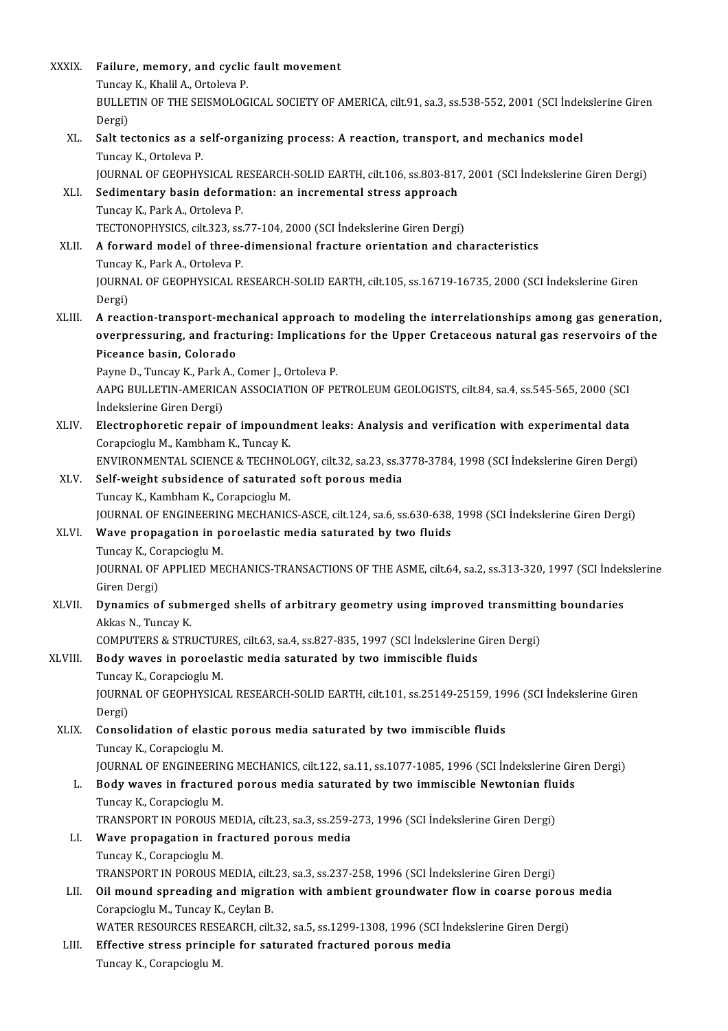XXXIX. **Failure, memory, and cyclic fault movement**
Tuncay K., Khalil A., Ortoleva P.
BULLETIN OF THE SEISMOLOGICAL SOCIETY OF AMERICA, cilt.91, sa.3, ss.538-552, 2001 (SCI İndekslerine Giren Dergi)

XL. **Salt tectonics as a self-organizing process: A reaction, transport, and mechanics model**
Tuncay K., Ortoleva P.
JOURNAL OF GEOPHYSICAL RESEARCH-SOLID EARTH, cilt.106, ss.803-817, 2001 (SCI İndekslerine Giren Dergi)

XLI. **Sedimentary basin deformation: an incremental stress approach**
Tuncay K., Park A., Ortoleva P.
TECTONOPHYSICS, cilt.323, ss.77-104, 2000 (SCI İndekslerine Giren Dergi)

XLII. **A forward model of three-dimensional fracture orientation and characteristics**
Tuncay K., Park A., Ortoleva P.
JOURNAL OF GEOPHYSICAL RESEARCH-SOLID EARTH, cilt.105, ss.16719-16735, 2000 (SCI İndekslerine Giren Dergi)

XLIII. **A reaction-transport-mechanical approach to modeling the interrelationships among gas generation, overpressuring, and fracturing: Implications for the Upper Cretaceous natural gas reservoirs of the Piceance basin, Colorado**
Payne D., Tuncay K., Park A., Comer J., Ortoleva P.
AAPG BULLETIN-AMERICAN ASSOCIATION OF PETROLEUM GEOLOGISTS, cilt.84, sa.4, ss.545-565, 2000 (SCI İndekslerine Giren Dergi)

XLIV. **Electrophoretic repair of impoundment leaks: Analysis and verification with experimental data**
Corapcioglu M., Kambham K., Tuncay K.
ENVIRONMENTAL SCIENCE & TECHNOLOGY, cilt.32, sa.23, ss.3778-3784, 1998 (SCI İndekslerine Giren Dergi)

XLV. **Self-weight subsidence of saturated soft porous media**
Tuncay K., Kambham K., Corapcioglu M.
JOURNAL OF ENGINEERING MECHANICS-ASCE, cilt.124, sa.6, ss.630-638, 1998 (SCI İndekslerine Giren Dergi)

XLVI. **Wave propagation in poroelastic media saturated by two fluids**
Tuncay K., Corapcioglu M.
JOURNAL OF APPLIED MECHANICS-TRANSACTIONS OF THE ASME, cilt.64, sa.2, ss.313-320, 1997 (SCI İndekslerine Giren Dergi)

XLVII. **Dynamics of submerged shells of arbitrary geometry using improved transmitting boundaries**
Akkas N., Tuncay K.
COMPUTERS & STRUCTURES, cilt.63, sa.4, ss.827-835, 1997 (SCI İndekslerine Giren Dergi)

XLVIII. **Body waves in poroelastic media saturated by two immiscible fluids**
Tuncay K., Corapcioglu M.
JOURNAL OF GEOPHYSICAL RESEARCH-SOLID EARTH, cilt.101, ss.25149-25159, 1996 (SCI İndekslerine Giren Dergi)

XLIX. **Consolidation of elastic porous media saturated by two immiscible fluids**
Tuncay K., Corapcioglu M.
JOURNAL OF ENGINEERING MECHANICS, cilt.122, sa.11, ss.1077-1085, 1996 (SCI İndekslerine Giren Dergi)

L. **Body waves in fractured porous media saturated by two immiscible Newtonian fluids**
Tuncay K., Corapcioglu M.
TRANSPORT IN POROUS MEDIA, cilt.23, sa.3, ss.259-273, 1996 (SCI İndekslerine Giren Dergi)

LI. **Wave propagation in fractured porous media**
Tuncay K., Corapcioglu M.
TRANSPORT IN POROUS MEDIA, cilt.23, sa.3, ss.237-258, 1996 (SCI İndekslerine Giren Dergi)

LII. **Oil mound spreading and migration with ambient groundwater flow in coarse porous media**
Corapcioglu M., Tuncay K., Ceylan B.
WATER RESOURCES RESEARCH, cilt.32, sa.5, ss.1299-1308, 1996 (SCI İndekslerine Giren Dergi)

LIII. **Effective stress principle for saturated fractured porous media**
Tuncay K., Corapcioglu M.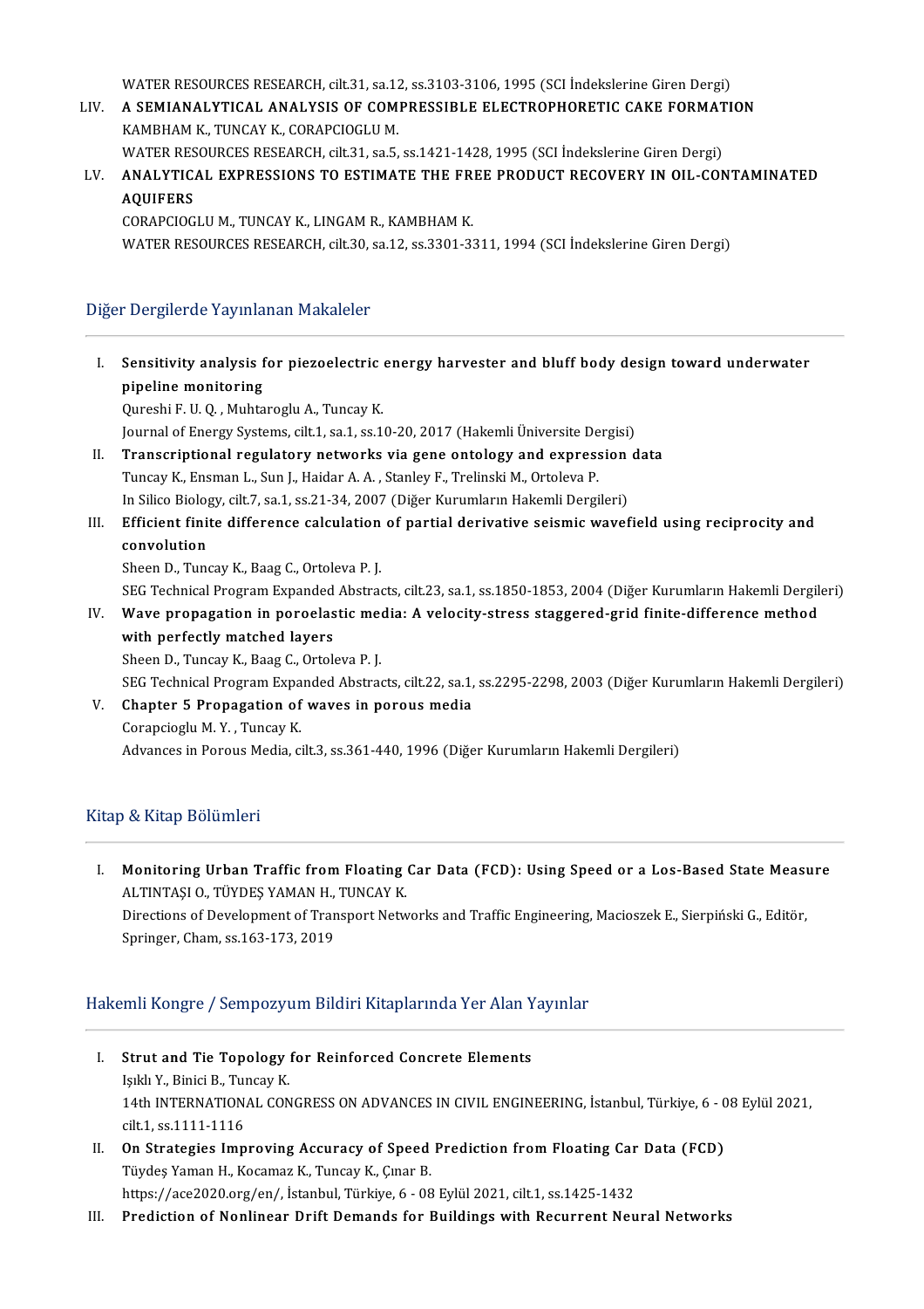WATER RESOURCES RESEARCH, cilt.31, sa.12, ss.3103-3106, 1995 (SCI İndekslerine Giren Dergi)

LIV. **A SEMIANALYTICAL ANALYSIS OF COMPRESSIBLE ELECTROPHORETIC CAKE FORMATION**
KAMBHAM K., TUNCAY K., CORAPCIOGLU M.
WATER RESOURCES RESEARCH, cilt.31, sa.5, ss.1421-1428, 1995 (SCI İndekslerine Giren Dergi)

LV. **ANALYTICAL EXPRESSIONS TO ESTIMATE THE FREE PRODUCT RECOVERY IN OIL-CONTAMINATED AQUIFERS**
CORAPCIOGLU M., TUNCAY K., LINGAM R., KAMBHAM K.
WATER RESOURCES RESEARCH, cilt.30, sa.12, ss.3301-3311, 1994 (SCI İndekslerine Giren Dergi)

## Diğer Dergilerde Yayınlanan Makaleler

I. **Sensitivity analysis for piezoelectric energy harvester and bluff body design toward underwater pipeline monitoring**
Qureshi F. U. Q. , Muhtaroglu A., Tuncay K.
Journal of Energy Systems, cilt.1, sa.1, ss.10-20, 2017 (Hakemli Üniversite Dergisi)

II. **Transcriptional regulatory networks via gene ontology and expression data**
Tuncay K., Ensman L., Sun J., Haidar A. A. , Stanley F., Trelinski M., Ortoleva P.
In Silico Biology, cilt.7, sa.1, ss.21-34, 2007 (Diğer Kurumların Hakemli Dergileri)

III. **Efficient finite difference calculation of partial derivative seismic wavefield using reciprocity and convolution**
Sheen D., Tuncay K., Baag C., Ortoleva P. J.
SEG Technical Program Expanded Abstracts, cilt.23, sa.1, ss.1850-1853, 2004 (Diğer Kurumların Hakemli Dergileri)

IV. **Wave propagation in poroelastic media: A velocity-stress staggered-grid finite-difference method with perfectly matched layers**
Sheen D., Tuncay K., Baag C., Ortoleva P. J.
SEG Technical Program Expanded Abstracts, cilt.22, sa.1, ss.2295-2298, 2003 (Diğer Kurumların Hakemli Dergileri)

V. **Chapter 5 Propagation of waves in porous media**
Corapcioglu M. Y. , Tuncay K.
Advances in Porous Media, cilt.3, ss.361-440, 1996 (Diğer Kurumların Hakemli Dergileri)

## Kitap & Kitap Bölümleri

I. **Monitoring Urban Traffic from Floating Car Data (FCD): Using Speed or a Los-Based State Measure**
ALTINTAŞI O., TÜYDEŞ YAMAN H., TUNCAY K.
Directions of Development of Transport Networks and Traffic Engineering, Macioszek E., Sierpiński G., Editör, Springer, Cham, ss.163-173, 2019

## Hakemli Kongre / Sempozyum Bildiri Kitaplarında Yer Alan Yayınlar

I. **Strut and Tie Topology for Reinforced Concrete Elements**
Işıklı Y., Binici B., Tuncay K.
14th INTERNATIONAL CONGRESS ON ADVANCES IN CIVIL ENGINEERING, İstanbul, Türkiye, 6 - 08 Eylül 2021, cilt.1, ss.1111-1116

II. **On Strategies Improving Accuracy of Speed Prediction from Floating Car Data (FCD)**
Tüydeş Yaman H., Kocamaz K., Tuncay K., Çınar B.
https://ace2020.org/en/, İstanbul, Türkiye, 6 - 08 Eylül 2021, cilt.1, ss.1425-1432

III. **Prediction of Nonlinear Drift Demands for Buildings with Recurrent Neural Networks**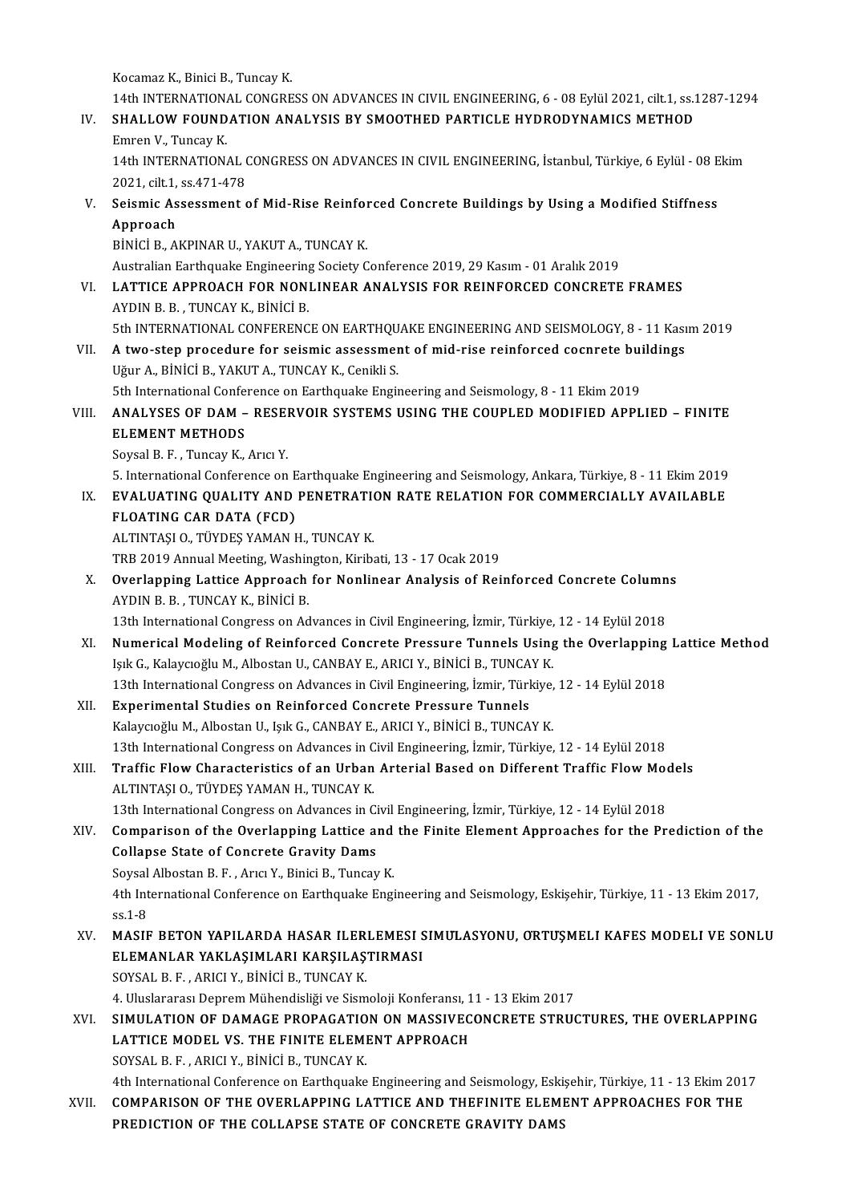Kocamaz K., Binici B., Tuncay K.
14th INTERNATIONAL CONGRESS ON ADVANCES IN CIVIL ENGINEERING, 6 - 08 Eylül 2021, cilt.1, ss.1287-1294

IV. **SHALLOW FOUNDATION ANALYSIS BY SMOOTHED PARTICLE HYDRODYNAMICS METHOD**
Emren V., Tuncay K.
14th INTERNATIONAL CONGRESS ON ADVANCES IN CIVIL ENGINEERING, İstanbul, Türkiye, 6 Eylül - 08 Ekim 2021, cilt.1, ss.471-478

V. **Seismic Assessment of Mid-Rise Reinforced Concrete Buildings by Using a Modified Stiffness Approach**
BİNİCİ B., AKPINAR U., YAKUT A., TUNCAY K.
Australian Earthquake Engineering Society Conference 2019, 29 Kasım - 01 Aralık 2019

VI. **LATTICE APPROACH FOR NONLINEAR ANALYSIS FOR REINFORCED CONCRETE FRAMES**
AYDIN B. B. , TUNCAY K., BİNİCİ B.
5th INTERNATIONAL CONFERENCE ON EARTHQUAKE ENGINEERING AND SEISMOLOGY, 8 - 11 Kasım 2019

VII. **A two-step procedure for seismic assessment of mid-rise reinforced cocnrete buildings**
Uğur A., BİNİCİ B., YAKUT A., TUNCAY K., Cenikli S.
5th International Conference on Earthquake Engineering and Seismology, 8 - 11 Ekim 2019

VIII. **ANALYSES OF DAM – RESERVOIR SYSTEMS USING THE COUPLED MODIFIED APPLIED – FINITE ELEMENT METHODS**
Soysal B. F. , Tuncay K., Arıcı Y.
5. International Conference on Earthquake Engineering and Seismology, Ankara, Türkiye, 8 - 11 Ekim 2019

IX. **EVALUATING QUALITY AND PENETRATION RATE RELATION FOR COMMERCIALLY AVAILABLE FLOATING CAR DATA (FCD)**
ALTINTAŞI O., TÜYDEŞ YAMAN H., TUNCAY K.
TRB 2019 Annual Meeting, Washington, Kiribati, 13 - 17 Ocak 2019

X. **Overlapping Lattice Approach for Nonlinear Analysis of Reinforced Concrete Columns**
AYDIN B. B. , TUNCAY K., BİNİCİ B.
13th International Congress on Advances in Civil Engineering, İzmir, Türkiye, 12 - 14 Eylül 2018

XI. **Numerical Modeling of Reinforced Concrete Pressure Tunnels Using the Overlapping Lattice Method**
Işık G., Kalaycıoğlu M., Albostan U., CANBAY E., ARICI Y., BİNİCİ B., TUNCAY K.
13th International Congress on Advances in Civil Engineering, İzmir, Türkiye, 12 - 14 Eylül 2018

XII. **Experimental Studies on Reinforced Concrete Pressure Tunnels**
Kalaycıoğlu M., Albostan U., Işık G., CANBAY E., ARICI Y., BİNİCİ B., TUNCAY K.
13th International Congress on Advances in Civil Engineering, İzmir, Türkiye, 12 - 14 Eylül 2018

XIII. **Traffic Flow Characteristics of an Urban Arterial Based on Different Traffic Flow Models**
ALTINTAŞI O., TÜYDEŞ YAMAN H., TUNCAY K.
13th International Congress on Advances in Civil Engineering, İzmir, Türkiye, 12 - 14 Eylül 2018

XIV. **Comparison of the Overlapping Lattice and the Finite Element Approaches for the Prediction of the Collapse State of Concrete Gravity Dams**
Soysal Albostan B. F. , Arıcı Y., Binici B., Tuncay K.
4th International Conference on Earthquake Engineering and Seismology, Eskişehir, Türkiye, 11 - 13 Ekim 2017, ss.1-8

XV. **MASIF BETON YAPILARDA HASAR ILERLEMESI SIMULASYONU, ORTUŞMELI KAFES MODELI VE SONLU ELEMANLAR YAKLAŞIMLARI KARŞILAŞTIRMASI**
SOYSAL B. F. , ARICI Y., BİNİCİ B., TUNCAY K.
4. Uluslararası Deprem Mühendisliği ve Sismoloji Konferansı, 11 - 13 Ekim 2017

XVI. **SIMULATION OF DAMAGE PROPAGATION ON MASSIVECONCRETE STRUCTURES, THE OVERLAPPING LATTICE MODEL VS. THE FINITE ELEMENT APPROACH**
SOYSAL B. F. , ARICI Y., BİNİCİ B., TUNCAY K.
4th International Conference on Earthquake Engineering and Seismology, Eskişehir, Türkiye, 11 - 13 Ekim 2017

XVII. **COMPARISON OF THE OVERLAPPING LATTICE AND THEFINITE ELEMENT APPROACHES FOR THE PREDICTION OF THE COLLAPSE STATE OF CONCRETE GRAVITY DAMS**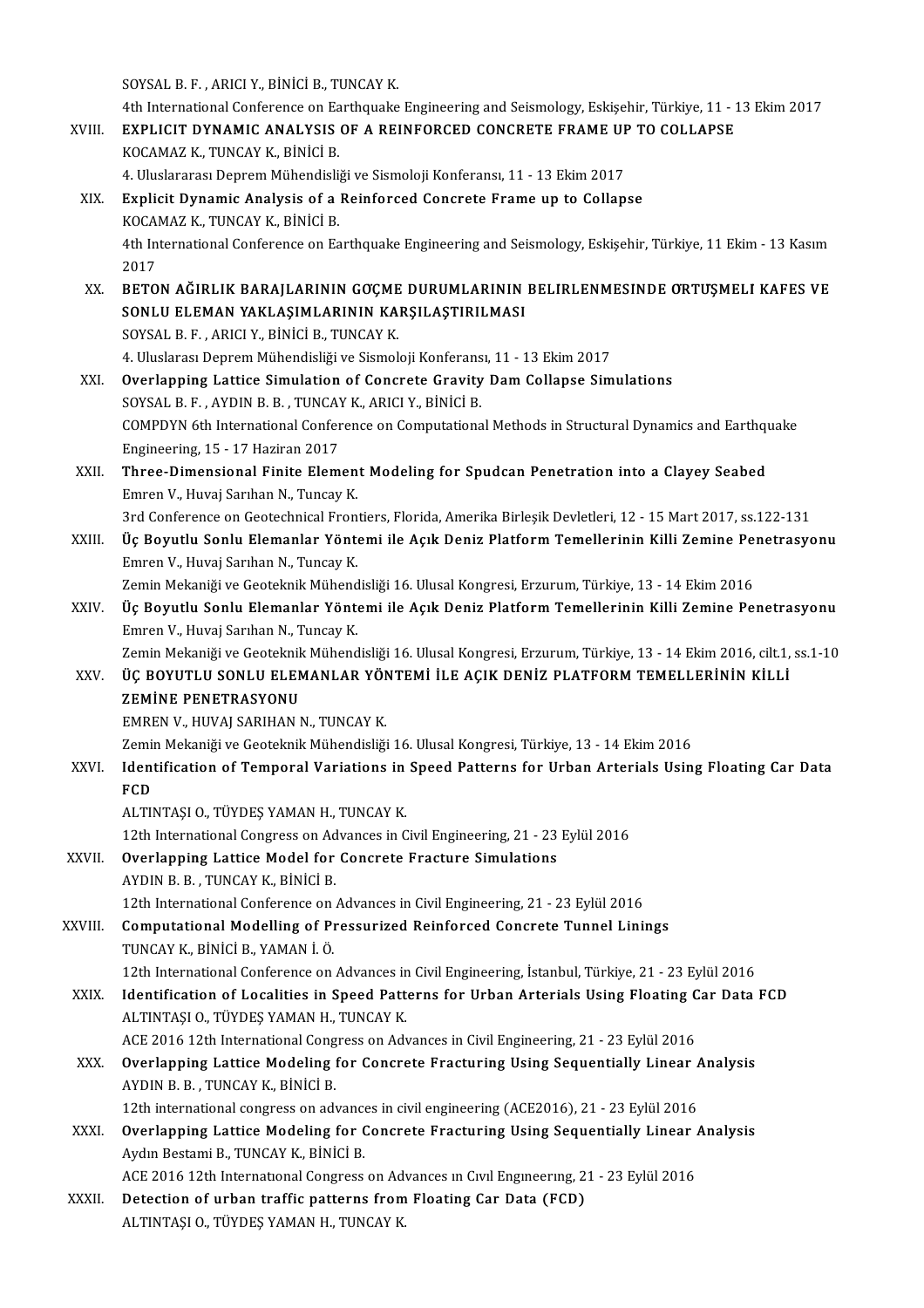SOYSAL B. F. , ARICI Y., BİNİCİ B., TUNCAY K.
4th International Conference on Earthquake Engineering and Seismology, Eskişehir, Türkiye, 11 - 13 Ekim 2017

XVIII. **EXPLICIT DYNAMIC ANALYSIS OF A REINFORCED CONCRETE FRAME UP TO COLLAPSE**
KOCAMAZ K., TUNCAY K., BİNİCİ B.
4. Uluslararası Deprem Mühendisliği ve Sismoloji Konferansı, 11 - 13 Ekim 2017

XIX. **Explicit Dynamic Analysis of a Reinforced Concrete Frame up to Collapse**
KOCAMAZ K., TUNCAY K., BİNİCİ B.
4th International Conference on Earthquake Engineering and Seismology, Eskişehir, Türkiye, 11 Ekim - 13 Kasım 2017

XX. **BETON AĞIRLIK BARAJLARININ GOÇME DURUMLARININ BELIRLENMESINDE ORTUŞMELI KAFES VE SONLU ELEMAN YAKLAŞIMLARININ KARŞILAŞTIRILMASI**
SOYSAL B. F. , ARICI Y., BİNİCİ B., TUNCAY K.
4. Uluslarası Deprem Mühendisliği ve Sismoloji Konferansı, 11 - 13 Ekim 2017

XXI. **Overlapping Lattice Simulation of Concrete Gravity Dam Collapse Simulations**
SOYSAL B. F. , AYDIN B. B. , TUNCAY K., ARICI Y., BİNİCİ B.
COMPDYN 6th International Conference on Computational Methods in Structural Dynamics and Earthquake Engineering, 15 - 17 Haziran 2017

XXII. **Three-Dimensional Finite Element Modeling for Spudcan Penetration into a Clayey Seabed**
Emren V., Huvaj Sarıhan N., Tuncay K.
3rd Conference on Geotechnical Frontiers, Florida, Amerika Birleşik Devletleri, 12 - 15 Mart 2017, ss.122-131

XXIII. **Üç Boyutlu Sonlu Elemanlar Yöntemi ile Açık Deniz Platform Temellerinin Killi Zemine Penetrasyonu**
Emren V., Huvaj Sarıhan N., Tuncay K.
Zemin Mekaniği ve Geoteknik Mühendisliği 16. Ulusal Kongresi, Erzurum, Türkiye, 13 - 14 Ekim 2016

XXIV. **Üç Boyutlu Sonlu Elemanlar Yöntemi ile Açık Deniz Platform Temellerinin Killi Zemine Penetrasyonu**
Emren V., Huvaj Sarıhan N., Tuncay K.
Zemin Mekaniği ve Geoteknik Mühendisliği 16. Ulusal Kongresi, Erzurum, Türkiye, 13 - 14 Ekim 2016, cilt.1, ss.1-10

XXV. **ÜÇ BOYUTLU SONLU ELEMANLAR YÖNTEMİ İLE AÇIK DENİZ PLATFORM TEMELLERİNİN KİLLİ ZEMİNE PENETRASYONU**
EMREN V., HUVAJ SARIHAN N., TUNCAY K.
Zemin Mekaniği ve Geoteknik Mühendisliği 16. Ulusal Kongresi, Türkiye, 13 - 14 Ekim 2016

XXVI. **Identification of Temporal Variations in Speed Patterns for Urban Arterials Using Floating Car Data FCD**
ALTINTAŞI O., TÜYDEŞ YAMAN H., TUNCAY K.
12th International Congress on Advances in Civil Engineering, 21 - 23 Eylül 2016

XXVII. **Overlapping Lattice Model for Concrete Fracture Simulations**
AYDIN B. B. , TUNCAY K., BİNİCİ B.
12th International Conference on Advances in Civil Engineering, 21 - 23 Eylül 2016

XXVIII. **Computational Modelling of Pressurized Reinforced Concrete Tunnel Linings**
TUNCAY K., BİNİCİ B., YAMAN İ. Ö.
12th International Conference on Advances in Civil Engineering, İstanbul, Türkiye, 21 - 23 Eylül 2016

XXIX. **Identification of Localities in Speed Patterns for Urban Arterials Using Floating Car Data FCD**
ALTINTAŞI O., TÜYDEŞ YAMAN H., TUNCAY K.
ACE 2016 12th International Congress on Advances in Civil Engineering, 21 - 23 Eylül 2016

XXX. **Overlapping Lattice Modeling for Concrete Fracturing Using Sequentially Linear Analysis**
AYDIN B. B. , TUNCAY K., BİNİCİ B.
12th international congress on advances in civil engineering (ACE2016), 21 - 23 Eylül 2016

XXXI. **Overlapping Lattice Modeling for Concrete Fracturing Using Sequentially Linear Analysis**
Aydın Bestami B., TUNCAY K., BİNİCİ B.
ACE 2016 12th Internatıonal Congress on Advances ın Cıvıl Engıneerıng, 21 - 23 Eylül 2016

XXXII. **Detection of urban traffic patterns from Floating Car Data (FCD)**
ALTINTAŞI O., TÜYDEŞ YAMAN H., TUNCAY K.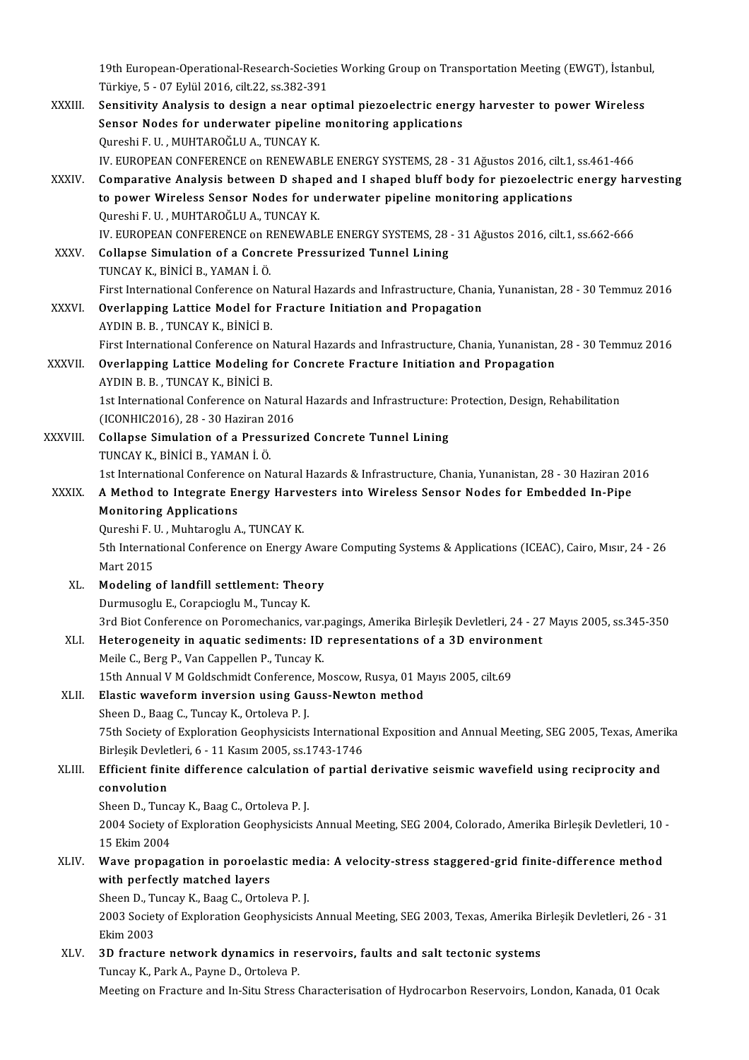19th European-Operational-Research-Societies Working Group on Transportation Meeting (EWGT), İstanbul, Türkiye, 5 - 07 Eylül 2016, cilt.22, ss.382-391

XXXIII. **Sensitivity Analysis to design a near optimal piezoelectric energy harvester to power Wireless Sensor Nodes for underwater pipeline monitoring applications**
Qureshi F. U. , MUHTAROĞLU A., TUNCAY K.
IV. EUROPEAN CONFERENCE on RENEWABLE ENERGY SYSTEMS, 28 - 31 Ağustos 2016, cilt.1, ss.461-466

XXXIV. **Comparative Analysis between D shaped and I shaped bluff body for piezoelectric energy harvesting to power Wireless Sensor Nodes for underwater pipeline monitoring applications**
Qureshi F. U. , MUHTAROĞLU A., TUNCAY K.
IV. EUROPEAN CONFERENCE on RENEWABLE ENERGY SYSTEMS, 28 - 31 Ağustos 2016, cilt.1, ss.662-666

XXXV. **Collapse Simulation of a Concrete Pressurized Tunnel Lining**
TUNCAY K., BİNİCİ B., YAMAN İ. Ö.
First International Conference on Natural Hazards and Infrastructure, Chania, Yunanistan, 28 - 30 Temmuz 2016

XXXVI. **Overlapping Lattice Model for Fracture Initiation and Propagation**
AYDIN B. B. , TUNCAY K., BİNİCİ B.
First International Conference on Natural Hazards and Infrastructure, Chania, Yunanistan, 28 - 30 Temmuz 2016

XXXVII. **Overlapping Lattice Modeling for Concrete Fracture Initiation and Propagation**
AYDIN B. B. , TUNCAY K., BİNİCİ B.
1st International Conference on Natural Hazards and Infrastructure: Protection, Design, Rehabilitation (ICONHIC2016), 28 - 30 Haziran 2016

XXXVIII. **Collapse Simulation of a Pressurized Concrete Tunnel Lining**
TUNCAY K., BİNİCİ B., YAMAN İ. Ö.
1st International Conference on Natural Hazards & Infrastructure, Chania, Yunanistan, 28 - 30 Haziran 2016

XXXIX. **A Method to Integrate Energy Harvesters into Wireless Sensor Nodes for Embedded In-Pipe Monitoring Applications**
Qureshi F. U. , Muhtaroglu A., TUNCAY K.
5th International Conference on Energy Aware Computing Systems & Applications (ICEAC), Cairo, Mısır, 24 - 26 Mart 2015

XL. **Modeling of landfill settlement: Theory**
Durmusoglu E., Corapcioglu M., Tuncay K.
3rd Biot Conference on Poromechanics, var.pagings, Amerika Birleşik Devletleri, 24 - 27 Mayıs 2005, ss.345-350

XLI. **Heterogeneity in aquatic sediments: ID representations of a 3D environment**
Meile C., Berg P., Van Cappellen P., Tuncay K.
15th Annual V M Goldschmidt Conference, Moscow, Rusya, 01 Mayıs 2005, cilt.69

XLII. **Elastic waveform inversion using Gauss-Newton method**
Sheen D., Baag C., Tuncay K., Ortoleva P. J.
75th Society of Exploration Geophysicists International Exposition and Annual Meeting, SEG 2005, Texas, Amerika Birleşik Devletleri, 6 - 11 Kasım 2005, ss.1743-1746

XLIII. **Efficient finite difference calculation of partial derivative seismic wavefield using reciprocity and convolution**
Sheen D., Tuncay K., Baag C., Ortoleva P. J.
2004 Society of Exploration Geophysicists Annual Meeting, SEG 2004, Colorado, Amerika Birleşik Devletleri, 10 - 15 Ekim 2004

XLIV. **Wave propagation in poroelastic media: A velocity-stress staggered-grid finite-difference method with perfectly matched layers**
Sheen D., Tuncay K., Baag C., Ortoleva P. J.
2003 Society of Exploration Geophysicists Annual Meeting, SEG 2003, Texas, Amerika Birleşik Devletleri, 26 - 31 Ekim 2003

XLV. **3D fracture network dynamics in reservoirs, faults and salt tectonic systems**
Tuncay K., Park A., Payne D., Ortoleva P.
Meeting on Fracture and In-Situ Stress Characterisation of Hydrocarbon Reservoirs, London, Kanada, 01 Ocak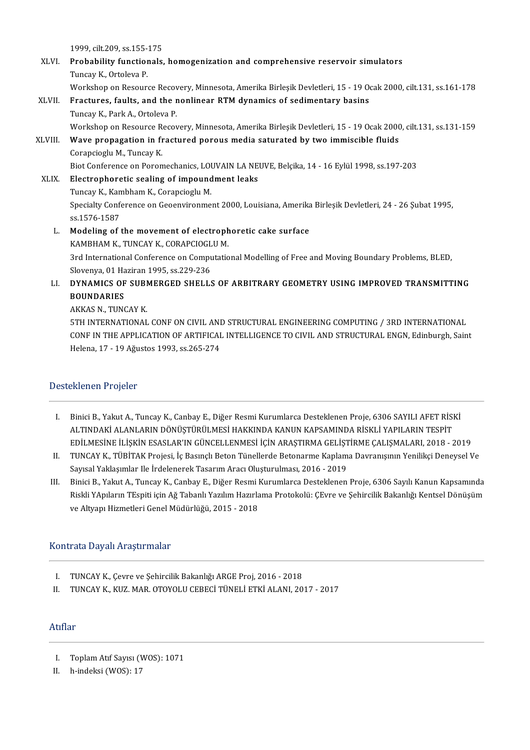1999, cilt.209, ss.155-175

XLVI. **Probability functionals, homogenization and comprehensive reservoir simulators**
Tuncay K., Ortoleva P.
Workshop on Resource Recovery, Minnesota, Amerika Birleşik Devletleri, 15 - 19 Ocak 2000, cilt.131, ss.161-178

XLVII. **Fractures, faults, and the nonlinear RTM dynamics of sedimentary basins**
Tuncay K., Park A., Ortoleva P.
Workshop on Resource Recovery, Minnesota, Amerika Birleşik Devletleri, 15 - 19 Ocak 2000, cilt.131, ss.131-159

XLVIII. **Wave propagation in fractured porous media saturated by two immiscible fluids**
Corapcioglu M., Tuncay K.
Biot Conference on Poromechanics, LOUVAIN LA NEUVE, Belçika, 14 - 16 Eylül 1998, ss.197-203

XLIX. **Electrophoretic sealing of impoundment leaks**
Tuncay K., Kambham K., Corapcioglu M.
Specialty Conference on Geoenvironment 2000, Louisiana, Amerika Birleşik Devletleri, 24 - 26 Şubat 1995, ss.1576-1587

L. **Modeling of the movement of electrophoretic cake surface**
KAMBHAM K., TUNCAY K., CORAPCIOGLU M.
3rd International Conference on Computational Modelling of Free and Moving Boundary Problems, BLED, Slovenya, 01 Haziran 1995, ss.229-236

LI. **DYNAMICS OF SUBMERGED SHELLS OF ARBITRARY GEOMETRY USING IMPROVED TRANSMITTING BOUNDARIES**
AKKAS N., TUNCAY K.
5TH INTERNATIONAL CONF ON CIVIL AND STRUCTURAL ENGINEERING COMPUTING / 3RD INTERNATIONAL CONF IN THE APPLICATION OF ARTIFICAL INTELLIGENCE TO CIVIL AND STRUCTURAL ENGN, Edinburgh, Saint Helena, 17 - 19 Ağustos 1993, ss.265-274

## Desteklenen Projeler

I. Binici B., Yakut A., Tuncay K., Canbay E., Diğer Resmi Kurumlarca Desteklenen Proje, 6306 SAYILI AFET RİSKİ ALTINDAKİ ALANLARIN DÖNÜŞTÜRÜLMESİ HAKKINDA KANUN KAPSAMINDA RİSKLİ YAPILARIN TESPİT EDİLMESİNE İLİŞKİN ESASLAR'IN GÜNCELLENMESİ İÇİN ARAŞTIRMA GELİŞTİRME ÇALIŞMALARI, 2018 - 2019
II. TUNCAY K., TÜBİTAK Projesi, İç Basınçlı Beton Tünellerde Betonarme Kaplama Davranışının Yenilikçi Deneysel Ve Sayısal Yaklaşımlar Ile İrdelenerek Tasarım Aracı Oluşturulması, 2016 - 2019
III. Binici B., Yakut A., Tuncay K., Canbay E., Diğer Resmi Kurumlarca Desteklenen Proje, 6306 Sayılı Kanun Kapsamında Riskli YApıların TEspiti için Ağ Tabanlı Yazılım Hazırlama Protokolü: ÇEvre ve Şehircilik Bakanlığı Kentsel Dönüşüm ve Altyapı Hizmetleri Genel Müdürlüğü, 2015 - 2018

## Kontrata Dayalı Araştırmalar

I. TUNCAY K., Çevre ve Şehircilik Bakanlığı ARGE Proj, 2016 - 2018
II. TUNCAY K., KUZ. MAR. OTOYOLU CEBECİ TÜNELİ ETKİ ALANI, 2017 - 2017

## Atıflar

I. Toplam Atıf Sayısı (WOS): 1071
II. h-indeksi (WOS): 17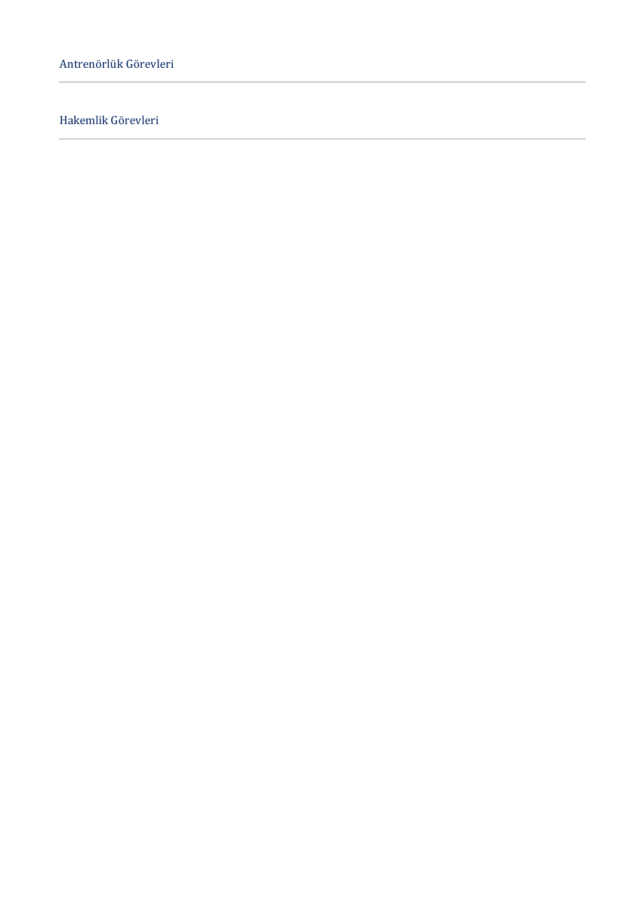## Antrenörlük Görevleri

---

## Hakemlik Görevleri

---